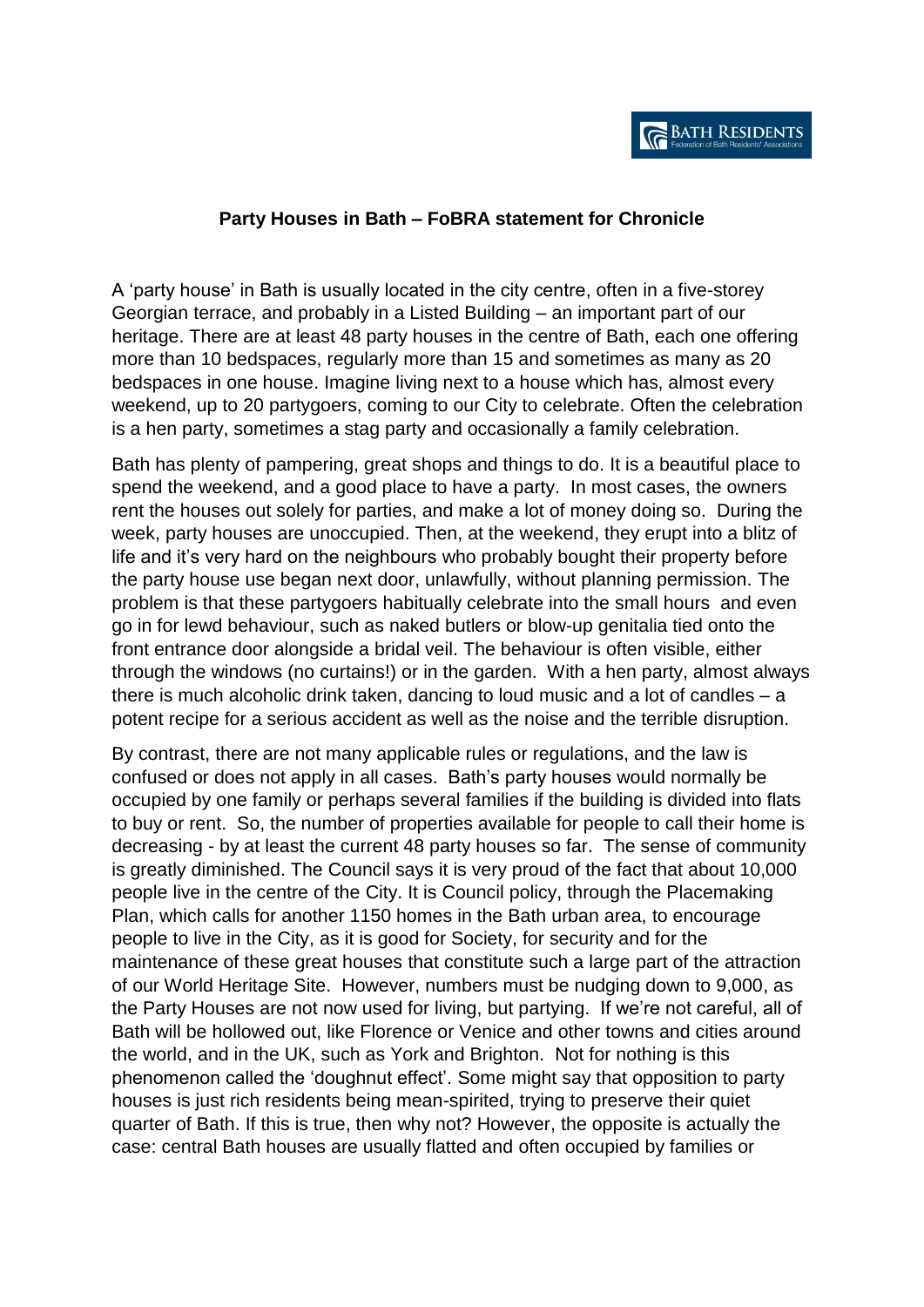**Party Houses in Bath – FoBRA statement for Chronicle**

A 'party house' in Bath is usually located in the city centre, often in a five-storey Georgian terrace, and probably in a Listed Building – an important part of our heritage. There are at least 48 party houses in the centre of Bath, each one offering more than 10 bedspaces, regularly more than 15 and sometimes as many as 20 bedspaces in one house. Imagine living next to a house which has, almost every weekend, up to 20 partygoers, coming to our City to celebrate. Often the celebration is a hen party, sometimes a stag party and occasionally a family celebration.

Bath has plenty of pampering, great shops and things to do. It is a beautiful place to spend the weekend, and a good place to have a party. In most cases, the owners rent the houses out solely for parties, and make a lot of money doing so. During the week, party houses are unoccupied. Then, at the weekend, they erupt into a blitz of life and it's very hard on the neighbours who probably bought their property before the party house use began next door, unlawfully, without planning permission. The problem is that these partygoers habitually celebrate into the small hours and even go in for lewd behaviour, such as naked butlers or blow-up genitalia tied onto the front entrance door alongside a bridal veil. The behaviour is often visible, either through the windows (no curtains!) or in the garden. With a hen party, almost always there is much alcoholic drink taken, dancing to loud music and a lot of candles – a potent recipe for a serious accident as well as the noise and the terrible disruption.

By contrast, there are not many applicable rules or regulations, and the law is confused or does not apply in all cases. Bath's party houses would normally be occupied by one family or perhaps several families if the building is divided into flats to buy or rent. So, the number of properties available for people to call their home is decreasing - by at least the current 48 party houses so far. The sense of community is greatly diminished. The Council says it is very proud of the fact that about 10,000 people live in the centre of the City. It is Council policy, through the Placemaking Plan, which calls for another 1150 homes in the Bath urban area, to encourage people to live in the City, as it is good for Society, for security and for the maintenance of these great houses that constitute such a large part of the attraction of our World Heritage Site. However, numbers must be nudging down to 9,000, as the Party Houses are not now used for living, but partying. If we're not careful, all of Bath will be hollowed out, like Florence or Venice and other towns and cities around the world, and in the UK, such as York and Brighton. Not for nothing is this phenomenon called the 'doughnut effect'. Some might say that opposition to party houses is just rich residents being mean-spirited, trying to preserve their quiet quarter of Bath. If this is true, then why not? However, the opposite is actually the case: central Bath houses are usually flatted and often occupied by families or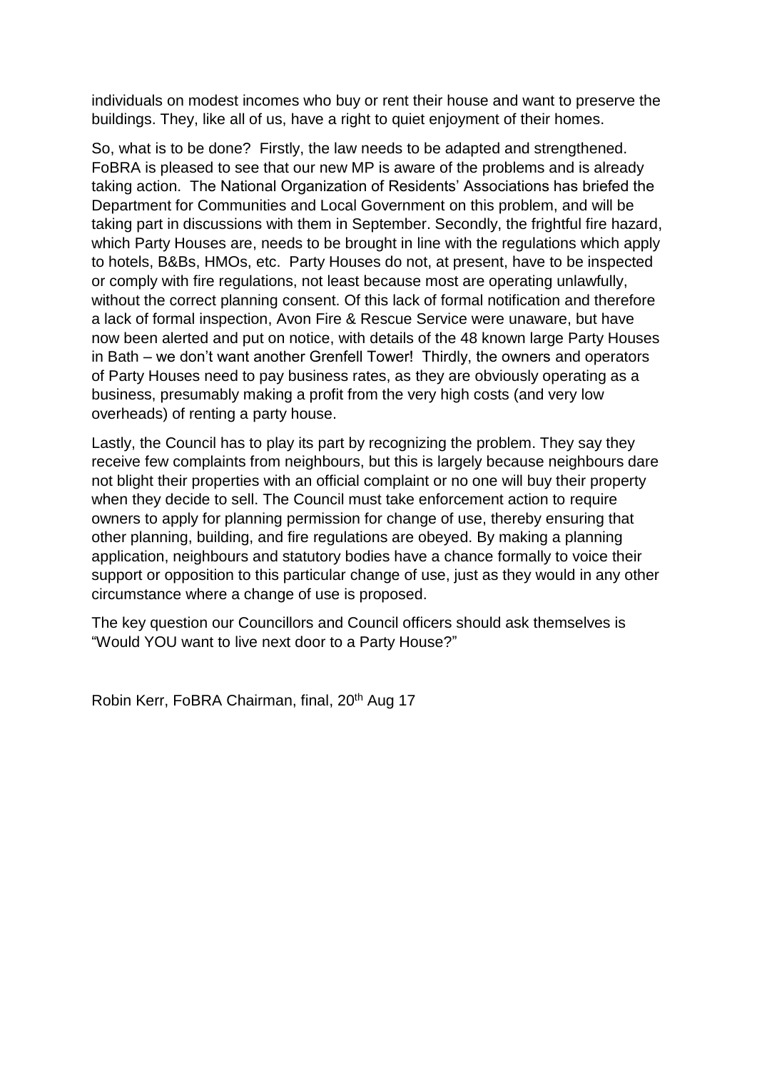individuals on modest incomes who buy or rent their house and want to preserve the buildings. They, like all of us, have a right to quiet enjoyment of their homes.

So, what is to be done? Firstly, the law needs to be adapted and strengthened. FoBRA is pleased to see that our new MP is aware of the problems and is already taking action. The National Organization of Residents' Associations has briefed the Department for Communities and Local Government on this problem, and will be taking part in discussions with them in September. Secondly, the frightful fire hazard, which Party Houses are, needs to be brought in line with the regulations which apply to hotels, B&Bs, HMOs, etc. Party Houses do not, at present, have to be inspected or comply with fire regulations, not least because most are operating unlawfully, without the correct planning consent. Of this lack of formal notification and therefore a lack of formal inspection, Avon Fire & Rescue Service were unaware, but have now been alerted and put on notice, with details of the 48 known large Party Houses in Bath – we don't want another Grenfell Tower! Thirdly, the owners and operators of Party Houses need to pay business rates, as they are obviously operating as a business, presumably making a profit from the very high costs (and very low overheads) of renting a party house.

Lastly, the Council has to play its part by recognizing the problem. They say they receive few complaints from neighbours, but this is largely because neighbours dare not blight their properties with an official complaint or no one will buy their property when they decide to sell. The Council must take enforcement action to require owners to apply for planning permission for change of use, thereby ensuring that other planning, building, and fire regulations are obeyed. By making a planning application, neighbours and statutory bodies have a chance formally to voice their support or opposition to this particular change of use, just as they would in any other circumstance where a change of use is proposed.

The key question our Councillors and Council officers should ask themselves is "Would YOU want to live next door to a Party House?"

Robin Kerr, FoBRA Chairman, final, 20th Aug 17